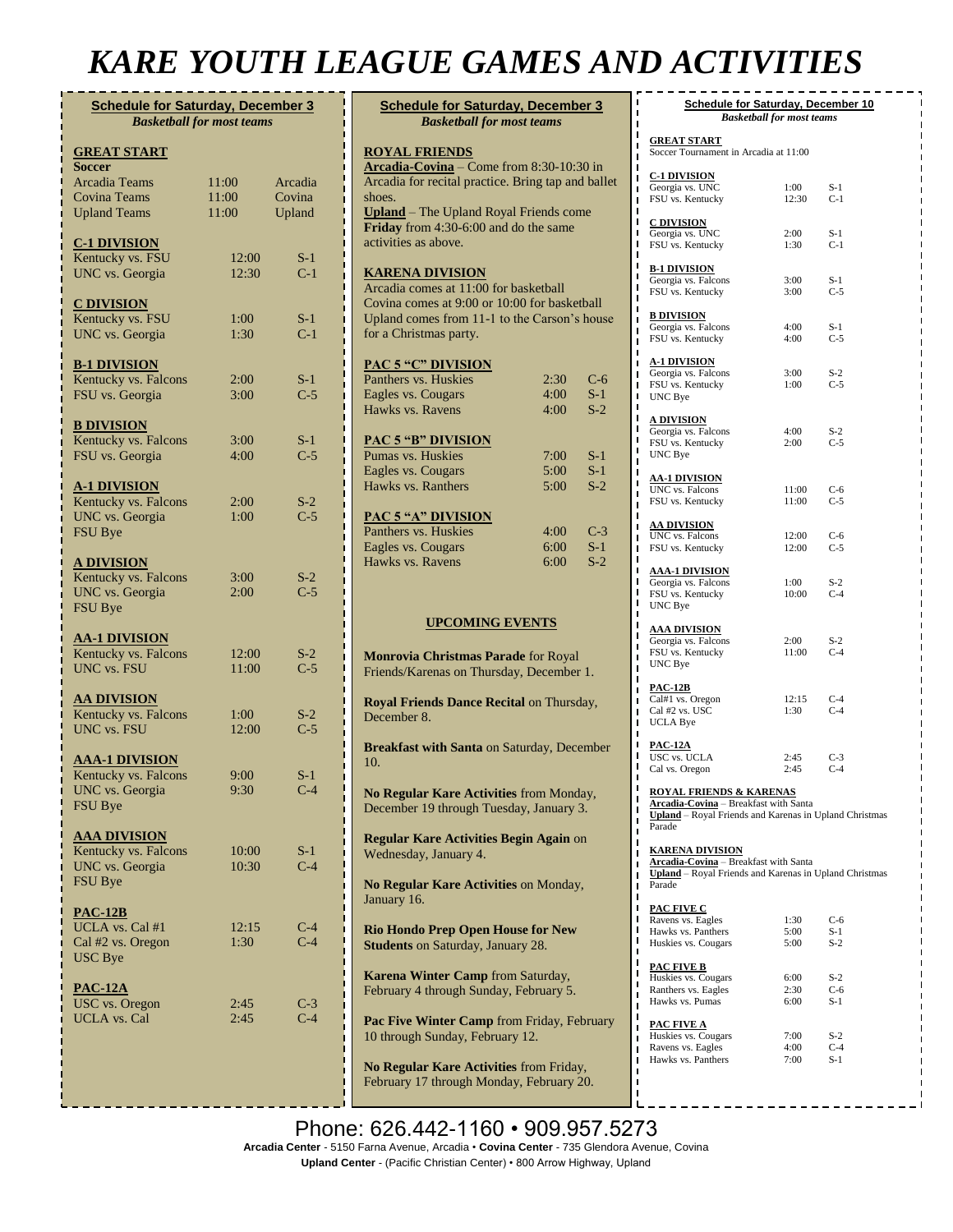# KARE YOUTH LEAGUE GAMES AND ACTIVITIES

## Schedule for Saturday, December 3
*Basketball for most teams*

### GREAT START

**Soccer**

| Team | Time | Location |
|---|---|---|
| Arcadia Teams | 11:00 | Arcadia |
| Covina Teams | 11:00 | Covina |
| Upland Teams | 11:00 | Upland |

### C-1 DIVISION

| Game | Time | Court |
|---|---|---|
| Kentucky vs. FSU | 12:00 | S-1 |
| UNC vs. Georgia | 12:30 | C-1 |

### C DIVISION

| Game | Time | Court |
|---|---|---|
| Kentucky vs. FSU | 1:00 | S-1 |
| UNC vs. Georgia | 1:30 | C-1 |

### B-1 DIVISION

| Game | Time | Court |
|---|---|---|
| Kentucky vs. Falcons | 2:00 | S-1 |
| FSU vs. Georgia | 3:00 | C-5 |

### B DIVISION

| Game | Time | Court |
|---|---|---|
| Kentucky vs. Falcons | 3:00 | S-1 |
| FSU vs. Georgia | 4:00 | C-5 |

### A-1 DIVISION

| Game | Time | Court |
|---|---|---|
| Kentucky vs. Falcons | 2:00 | S-2 |
| UNC vs. Georgia | 1:00 | C-5 |
| FSU Bye | | |

### A DIVISION

| Game | Time | Court |
|---|---|---|
| Kentucky vs. Falcons | 3:00 | S-2 |
| UNC vs. Georgia | 2:00 | C-5 |
| FSU Bye | | |

### AA-1 DIVISION

| Game | Time | Court |
|---|---|---|
| Kentucky vs. Falcons | 12:00 | S-2 |
| UNC vs. FSU | 11:00 | C-5 |

### AA DIVISION

| Game | Time | Court |
|---|---|---|
| Kentucky vs. Falcons | 1:00 | S-2 |
| UNC vs. FSU | 12:00 | C-5 |

### AAA-1 DIVISION

| Game | Time | Court |
|---|---|---|
| Kentucky vs. Falcons | 9:00 | S-1 |
| UNC vs. Georgia | 9:30 | C-4 |
| FSU Bye | | |

### AAA DIVISION

| Game | Time | Court |
|---|---|---|
| Kentucky vs. Falcons | 10:00 | S-1 |
| UNC vs. Georgia | 10:30 | C-4 |
| FSU Bye | | |

### PAC-12B

| Game | Time | Court |
|---|---|---|
| UCLA vs. Cal #1 | 12:15 | C-4 |
| Cal #2 vs. Oregon | 1:30 | C-4 |
| USC Bye | | |

### PAC-12A

| Game | Time | Court |
|---|---|---|
| USC vs. Oregon | 2:45 | C-3 |
| UCLA vs. Cal | 2:45 | C-4 |

## Schedule for Saturday, December 3
*Basketball for most teams*

### ROYAL FRIENDS

**Arcadia-Covina** – Come from 8:30-10:30 in Arcadia for recital practice. Bring tap and ballet shoes.

**Upland** – The Upland Royal Friends come **Friday** from 4:30-6:00 and do the same activities as above.

### KARENA DIVISION

Arcadia comes at 11:00 for basketball

Covina comes at 9:00 or 10:00 for basketball

Upland comes from 11-1 to the Carson's house for a Christmas party.

### PAC 5 "C" DIVISION

| Game | Time | Court |
|---|---|---|
| Panthers vs. Huskies | 2:30 | C-6 |
| Eagles vs. Cougars | 4:00 | S-1 |
| Hawks vs. Ravens | 4:00 | S-2 |

### PAC 5 "B" DIVISION

| Game | Time | Court |
|---|---|---|
| Pumas vs. Huskies | 7:00 | S-1 |
| Eagles vs. Cougars | 5:00 | S-1 |
| Hawks vs. Ranthers | 5:00 | S-2 |

### PAC 5 "A" DIVISION

| Game | Time | Court |
|---|---|---|
| Panthers vs. Huskies | 4:00 | C-3 |
| Eagles vs. Cougars | 6:00 | S-1 |
| Hawks vs. Ravens | 6:00 | S-2 |

### UPCOMING EVENTS

**Monrovia Christmas Parade** for Royal Friends/Karenas on Thursday, December 1.

**Royal Friends Dance Recital** on Thursday, December 8.

**Breakfast with Santa** on Saturday, December 10.

**No Regular Kare Activities** from Monday, December 19 through Tuesday, January 3.

**Regular Kare Activities Begin Again** on Wednesday, January 4.

**No Regular Kare Activities** on Monday, January 16.

**Rio Hondo Prep Open House for New Students** on Saturday, January 28.

**Karena Winter Camp** from Saturday, February 4 through Sunday, February 5.

**Pac Five Winter Camp** from Friday, February 10 through Sunday, February 12.

**No Regular Kare Activities** from Friday, February 17 through Monday, February 20.

## Schedule for Saturday, December 10
*Basketball for most teams*

### GREAT START

Soccer Tournament in Arcadia at 11:00

### C-1 DIVISION

| Game | Time | Court |
|---|---|---|
| Georgia vs. UNC | 1:00 | S-1 |
| FSU vs. Kentucky | 12:30 | C-1 |

### C DIVISION

| Game | Time | Court |
|---|---|---|
| Georgia vs. UNC | 2:00 | S-1 |
| FSU vs. Kentucky | 1:30 | C-1 |

### B-1 DIVISION

| Game | Time | Court |
|---|---|---|
| Georgia vs. Falcons | 3:00 | S-1 |
| FSU vs. Kentucky | 3:00 | C-5 |

### B DIVISION

| Game | Time | Court |
|---|---|---|
| Georgia vs. Falcons | 4:00 | S-1 |
| FSU vs. Kentucky | 4:00 | C-5 |

### A-1 DIVISION

| Game | Time | Court |
|---|---|---|
| Georgia vs. Falcons | 3:00 | S-2 |
| FSU vs. Kentucky | 1:00 | C-5 |
| UNC Bye | | |

### A DIVISION

| Game | Time | Court |
|---|---|---|
| Georgia vs. Falcons | 4:00 | S-2 |
| FSU vs. Kentucky | 2:00 | C-5 |
| UNC Bye | | |

### AA-1 DIVISION

| Game | Time | Court |
|---|---|---|
| UNC vs. Falcons | 11:00 | C-6 |
| FSU vs. Kentucky | 11:00 | C-5 |

### AA DIVISION

| Game | Time | Court |
|---|---|---|
| UNC vs. Falcons | 12:00 | C-6 |
| FSU vs. Kentucky | 12:00 | C-5 |

### AAA-1 DIVISION

| Game | Time | Court |
|---|---|---|
| Georgia vs. Falcons | 1:00 | S-2 |
| FSU vs. Kentucky | 10:00 | C-4 |
| UNC Bye | | |

### AAA DIVISION

| Game | Time | Court |
|---|---|---|
| Georgia vs. Falcons | 2:00 | S-2 |
| FSU vs. Kentucky | 11:00 | C-4 |
| UNC Bye | | |

### PAC-12B

| Game | Time | Court |
|---|---|---|
| Cal#1 vs. Oregon | 12:15 | C-4 |
| Cal #2 vs. USC | 1:30 | C-4 |
| UCLA Bye | | |

### PAC-12A

| Game | Time | Court |
|---|---|---|
| USC vs. UCLA | 2:45 | C-3 |
| Cal vs. Oregon | 2:45 | C-4 |

### ROYAL FRIENDS & KARENAS

**Arcadia-Covina** – Breakfast with Santa

**Upland** – Royal Friends and Karenas in Upland Christmas Parade

### KARENA DIVISION

**Arcadia-Covina** – Breakfast with Santa

**Upland** – Royal Friends and Karenas in Upland Christmas Parade

### PAC FIVE C

| Game | Time | Court |
|---|---|---|
| Ravens vs. Eagles | 1:30 | C-6 |
| Hawks vs. Panthers | 5:00 | S-1 |
| Huskies vs. Cougars | 5:00 | S-2 |

### PAC FIVE B

| Game | Time | Court |
|---|---|---|
| Huskies vs. Cougars | 6:00 | S-2 |
| Ranthers vs. Eagles | 2:30 | C-6 |
| Hawks vs. Pumas | 6:00 | S-1 |

### PAC FIVE A

| Game | Time | Court |
|---|---|---|
| Huskies vs. Cougars | 7:00 | S-2 |
| Ravens vs. Eagles | 4:00 | C-4 |
| Hawks vs. Panthers | 7:00 | S-1 |

Phone: 626.442-1160 • 909.957.5273

**Arcadia Center** - 5150 Farna Avenue, Arcadia • **Covina Center** - 735 Glendora Avenue, Covina

**Upland Center** - (Pacific Christian Center) • 800 Arrow Highway, Upland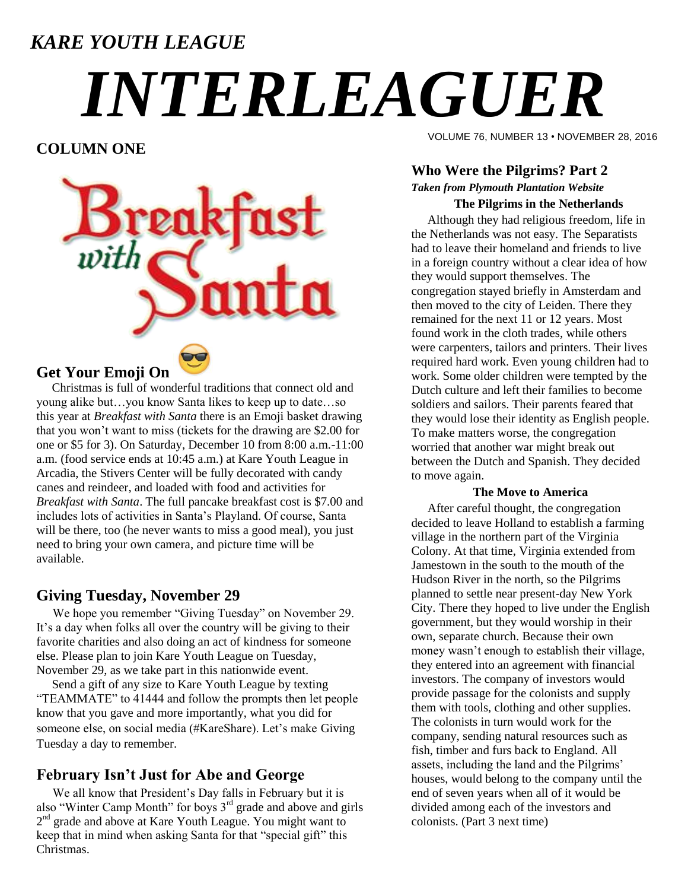*KARE YOUTH LEAGUE*

# *INTERLEAGUER*

VOLUME 76, NUMBER 13 • NOVEMBER 28, 2016

## COLUMN ONE

Breakfast with Santa

### Get Your Emoji On

Christmas is full of wonderful traditions that connect old and young alike but…you know Santa likes to keep up to date…so this year at *Breakfast with Santa* there is an Emoji basket drawing that you won't want to miss (tickets for the drawing are $2.00 for one or $5 for 3). On Saturday, December 10 from 8:00 a.m.-11:00 a.m. (food service ends at 10:45 a.m.) at Kare Youth League in Arcadia, the Stivers Center will be fully decorated with candy canes and reindeer, and loaded with food and activities for *Breakfast with Santa*. The full pancake breakfast cost is $7.00 and includes lots of activities in Santa's Playland. Of course, Santa will be there, too (he never wants to miss a good meal), you just need to bring your own camera, and picture time will be available.

### Giving Tuesday, November 29

We hope you remember "Giving Tuesday" on November 29. It's a day when folks all over the country will be giving to their favorite charities and also doing an act of kindness for someone else. Please plan to join Kare Youth League on Tuesday, November 29, as we take part in this nationwide event.

Send a gift of any size to Kare Youth League by texting "TEAMMATE" to 41444 and follow the prompts then let people know that you gave and more importantly, what you did for someone else, on social media (#KareShare). Let's make Giving Tuesday a day to remember.

### February Isn't Just for Abe and George

We all know that President's Day falls in February but it is also "Winter Camp Month" for boys 3rd grade and above and girls 2nd grade and above at Kare Youth League. You might want to keep that in mind when asking Santa for that "special gift" this Christmas.

### Who Were the Pilgrims? Part 2

***Taken from Plymouth Plantation Website***

**The Pilgrims in the Netherlands**

Although they had religious freedom, life in the Netherlands was not easy. The Separatists had to leave their homeland and friends to live in a foreign country without a clear idea of how they would support themselves. The congregation stayed briefly in Amsterdam and then moved to the city of Leiden. There they remained for the next 11 or 12 years. Most found work in the cloth trades, while others were carpenters, tailors and printers. Their lives required hard work. Even young children had to work. Some older children were tempted by the Dutch culture and left their families to become soldiers and sailors. Their parents feared that they would lose their identity as English people. To make matters worse, the congregation worried that another war might break out between the Dutch and Spanish. They decided to move again.

**The Move to America**

After careful thought, the congregation decided to leave Holland to establish a farming village in the northern part of the Virginia Colony. At that time, Virginia extended from Jamestown in the south to the mouth of the Hudson River in the north, so the Pilgrims planned to settle near present-day New York City. There they hoped to live under the English government, but they would worship in their own, separate church. Because their own money wasn't enough to establish their village, they entered into an agreement with financial investors. The company of investors would provide passage for the colonists and supply them with tools, clothing and other supplies. The colonists in turn would work for the company, sending natural resources such as fish, timber and furs back to England. All assets, including the land and the Pilgrims' houses, would belong to the company until the end of seven years when all of it would be divided among each of the investors and colonists. (Part 3 next time)